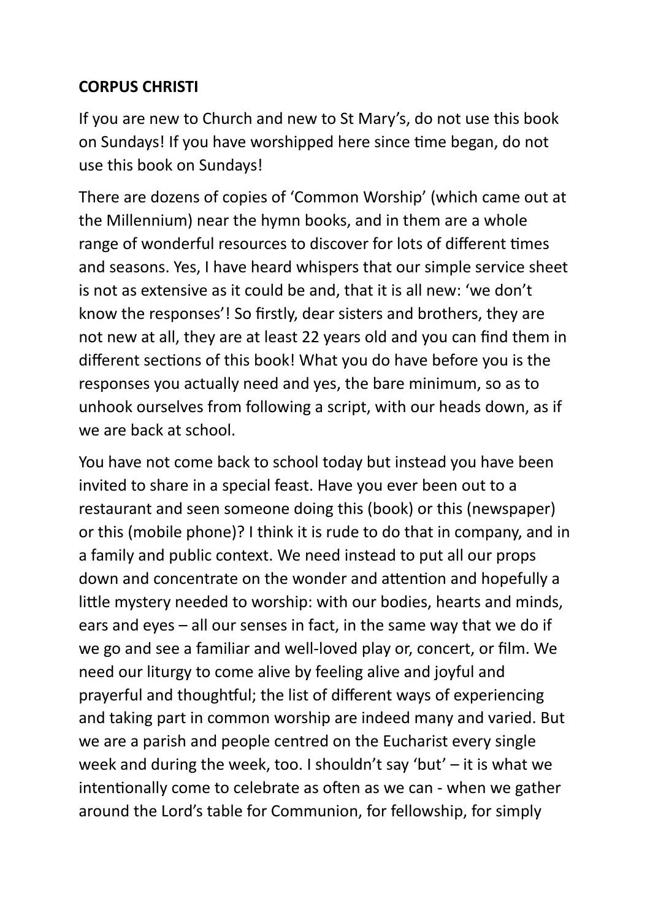**CORPUS CHRISTI**

If you are new to Church and new to St Mary's, do not use this book on Sundays! If you have worshipped here since time began, do not use this book on Sundays!

There are dozens of copies of 'Common Worship' (which came out at the Millennium) near the hymn books, and in them are a whole range of wonderful resources to discover for lots of different times and seasons. Yes, I have heard whispers that our simple service sheet is not as extensive as it could be and, that it is all new: 'we don't know the responses'! So firstly, dear sisters and brothers, they are not new at all, they are at least 22 years old and you can find them in different sections of this book! What you do have before you is the responses you actually need and yes, the bare minimum, so as to unhook ourselves from following a script, with our heads down, as if we are back at school.

You have not come back to school today but instead you have been invited to share in a special feast. Have you ever been out to a restaurant and seen someone doing this (book) or this (newspaper) or this (mobile phone)? I think it is rude to do that in company, and in a family and public context. We need instead to put all our props down and concentrate on the wonder and attention and hopefully a little mystery needed to worship: with our bodies, hearts and minds, ears and eyes – all our senses in fact, in the same way that we do if we go and see a familiar and well-loved play or, concert, or film. We need our liturgy to come alive by feeling alive and joyful and prayerful and thoughtful; the list of different ways of experiencing and taking part in common worship are indeed many and varied. But we are a parish and people centred on the Eucharist every single week and during the week, too. I shouldn't say 'but' – it is what we intentionally come to celebrate as often as we can - when we gather around the Lord's table for Communion, for fellowship, for simply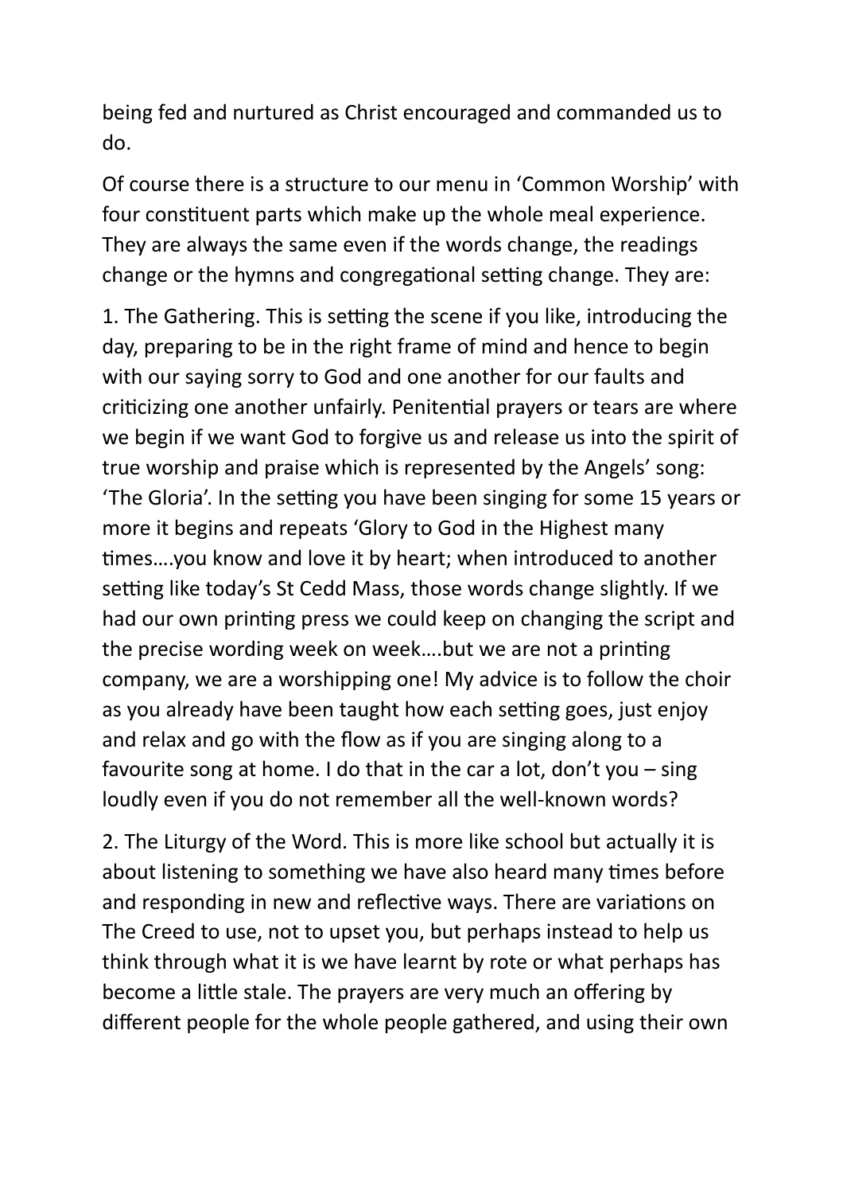being fed and nurtured as Christ encouraged and commanded us to do.

Of course there is a structure to our menu in 'Common Worship' with four constituent parts which make up the whole meal experience. They are always the same even if the words change, the readings change or the hymns and congregational setting change. They are:

1. The Gathering. This is setting the scene if you like, introducing the day, preparing to be in the right frame of mind and hence to begin with our saying sorry to God and one another for our faults and criticizing one another unfairly. Penitential prayers or tears are where we begin if we want God to forgive us and release us into the spirit of true worship and praise which is represented by the Angels' song: 'The Gloria'. In the setting you have been singing for some 15 years or more it begins and repeats 'Glory to God in the Highest many times….you know and love it by heart; when introduced to another setting like today's St Cedd Mass, those words change slightly. If we had our own printing press we could keep on changing the script and the precise wording week on week….but we are not a printing company, we are a worshipping one! My advice is to follow the choir as you already have been taught how each setting goes, just enjoy and relax and go with the flow as if you are singing along to a favourite song at home. I do that in the car a lot, don't you – sing loudly even if you do not remember all the well-known words?

2. The Liturgy of the Word. This is more like school but actually it is about listening to something we have also heard many times before and responding in new and reflective ways. There are variations on The Creed to use, not to upset you, but perhaps instead to help us think through what it is we have learnt by rote or what perhaps has become a little stale. The prayers are very much an offering by different people for the whole people gathered, and using their own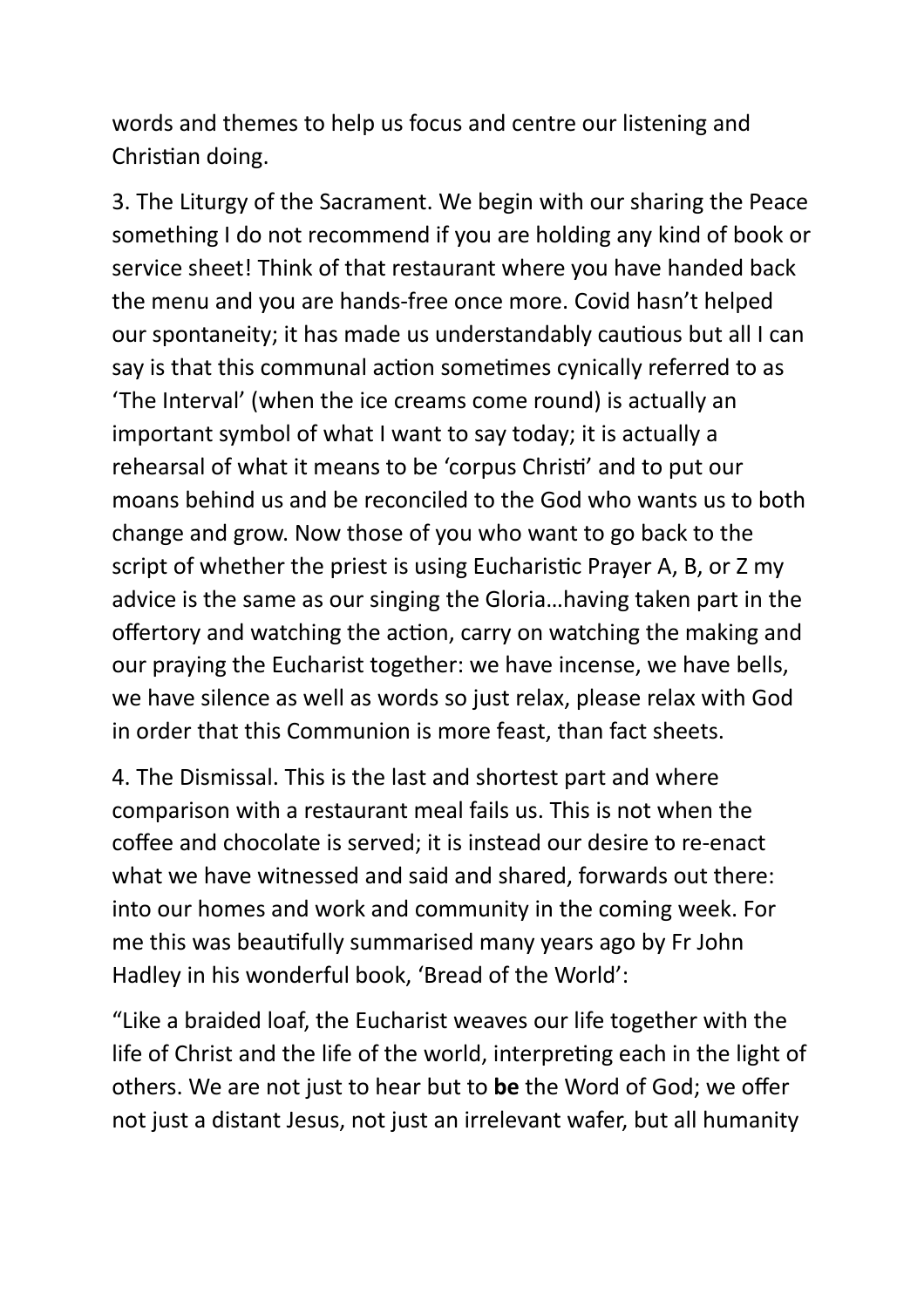words and themes to help us focus and centre our listening and Christian doing.

3. The Liturgy of the Sacrament. We begin with our sharing the Peace something I do not recommend if you are holding any kind of book or service sheet! Think of that restaurant where you have handed back the menu and you are hands-free once more. Covid hasn't helped our spontaneity; it has made us understandably cautious but all I can say is that this communal action sometimes cynically referred to as 'The Interval' (when the ice creams come round) is actually an important symbol of what I want to say today; it is actually a rehearsal of what it means to be 'corpus Christi' and to put our moans behind us and be reconciled to the God who wants us to both change and grow. Now those of you who want to go back to the script of whether the priest is using Eucharistic Prayer A, B, or Z my advice is the same as our singing the Gloria…having taken part in the offertory and watching the action, carry on watching the making and our praying the Eucharist together: we have incense, we have bells, we have silence as well as words so just relax, please relax with God in order that this Communion is more feast, than fact sheets.

4. The Dismissal. This is the last and shortest part and where comparison with a restaurant meal fails us. This is not when the coffee and chocolate is served; it is instead our desire to re-enact what we have witnessed and said and shared, forwards out there: into our homes and work and community in the coming week. For me this was beautifully summarised many years ago by Fr John Hadley in his wonderful book, 'Bread of the World':

"Like a braided loaf, the Eucharist weaves our life together with the life of Christ and the life of the world, interpreting each in the light of others. We are not just to hear but to **be** the Word of God; we offer not just a distant Jesus, not just an irrelevant wafer, but all humanity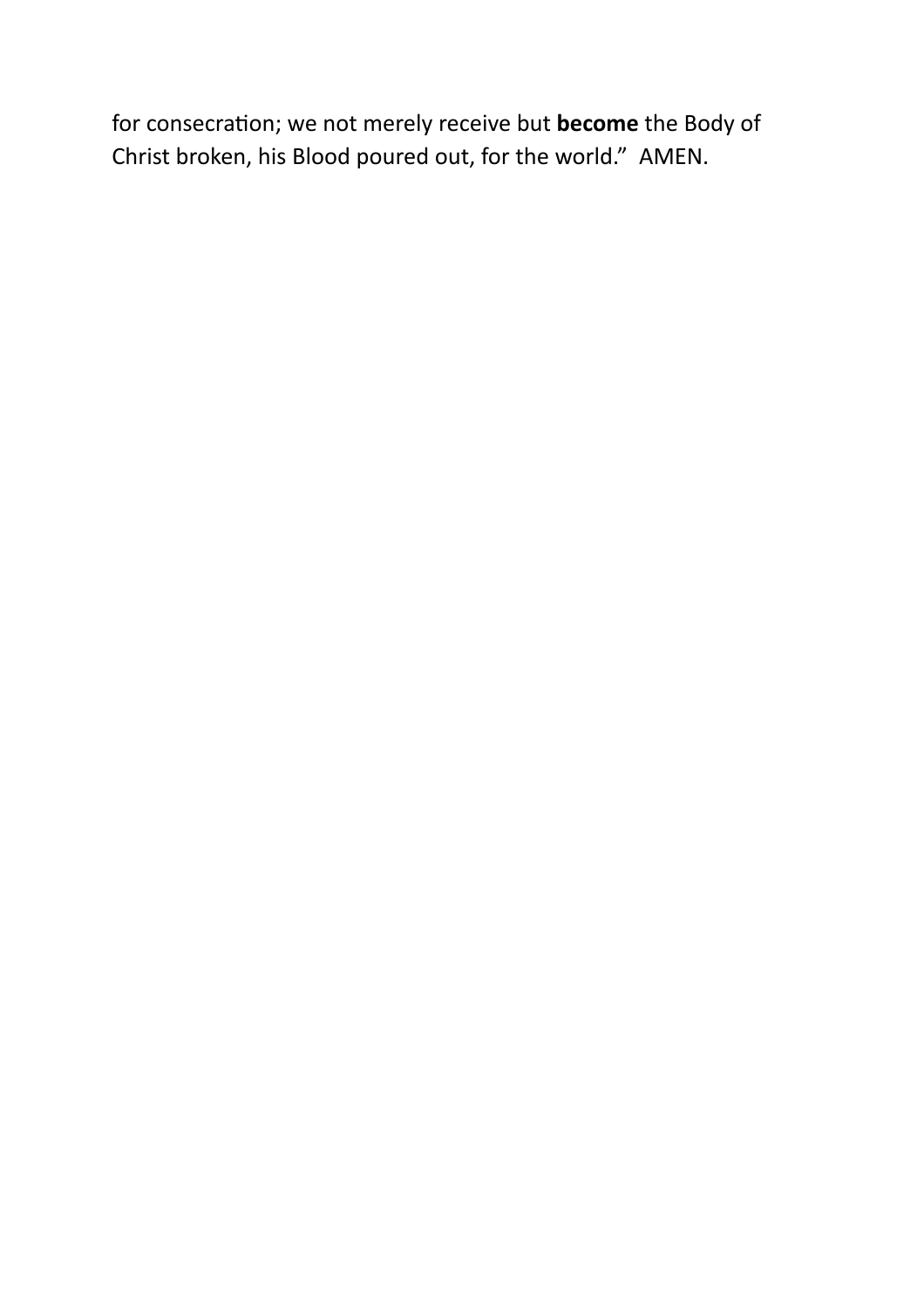for consecration; we not merely receive but **become** the Body of Christ broken, his Blood poured out, for the world." AMEN.